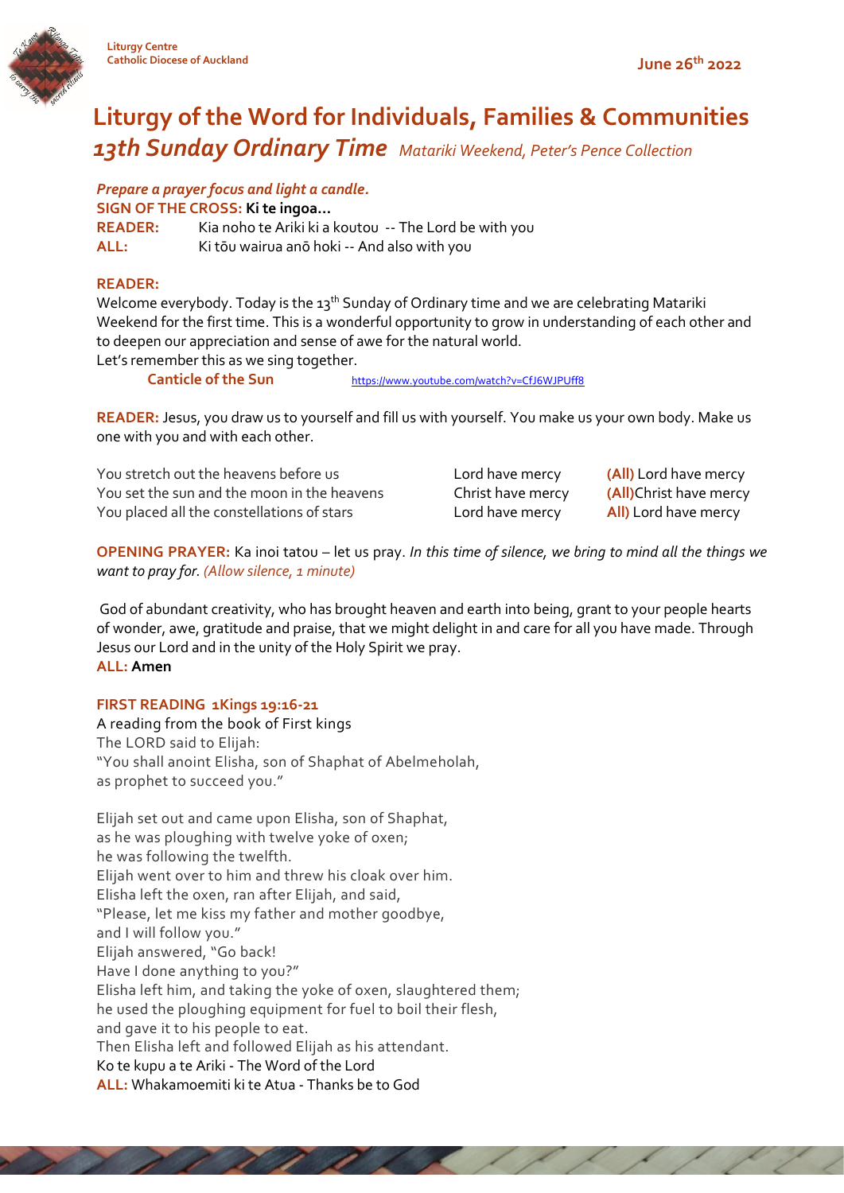Liturgy Centre
Catholic Diocese of Auckland

June 26th 2022

# Liturgy of the Word for Individuals, Families & Communities

## *13th Sunday Ordinary Time* *Matariki Weekend, Peter's Pence Collection*

*Prepare a prayer focus and light a candle.*

**SIGN OF THE CROSS: Ki te ingoa…**

**READER:** Kia noho te Ariki ki a koutou -- The Lord be with you

**ALL:** Ki tōu wairua anō hoki -- And also with you

**READER:**

Welcome everybody. Today is the 13th Sunday of Ordinary time and we are celebrating Matariki Weekend for the first time. This is a wonderful opportunity to grow in understanding of each other and to deepen our appreciation and sense of awe for the natural world.

Let's remember this as we sing together.

**Canticle of the Sun** https://www.youtube.com/watch?v=CfJ6WJPUff8

**READER:** Jesus, you draw us to yourself and fill us with yourself. You make us your own body. Make us one with you and with each other.

| | | |
|---|---|---|
| You stretch out the heavens before us | Lord have mercy | **(All)** Lord have mercy |
| You set the sun and the moon in the heavens | Christ have mercy | **(All)**Christ have mercy |
| You placed all the constellations of stars | Lord have mercy | **All)** Lord have mercy |

**OPENING PRAYER:** Ka inoi tatou – let us pray. *In this time of silence, we bring to mind all the things we want to pray for. (Allow silence, 1 minute)*

God of abundant creativity, who has brought heaven and earth into being, grant to your people hearts of wonder, awe, gratitude and praise, that we might delight in and care for all you have made. Through Jesus our Lord and in the unity of the Holy Spirit we pray.

**ALL: Amen**

**FIRST READING 1Kings 19:16-21**

A reading from the book of First kings

The LORD said to Elijah:
"You shall anoint Elisha, son of Shaphat of Abelmeholah,
as prophet to succeed you."

Elijah set out and came upon Elisha, son of Shaphat,
as he was ploughing with twelve yoke of oxen;
he was following the twelfth.
Elijah went over to him and threw his cloak over him.
Elisha left the oxen, ran after Elijah, and said,
"Please, let me kiss my father and mother goodbye,
and I will follow you."
Elijah answered, "Go back!
Have I done anything to you?"
Elisha left him, and taking the yoke of oxen, slaughtered them;
he used the ploughing equipment for fuel to boil their flesh,
and gave it to his people to eat.
Then Elisha left and followed Elijah as his attendant.
Ko te kupu a te Ariki - The Word of the Lord

**ALL:** Whakamoemiti ki te Atua - Thanks be to God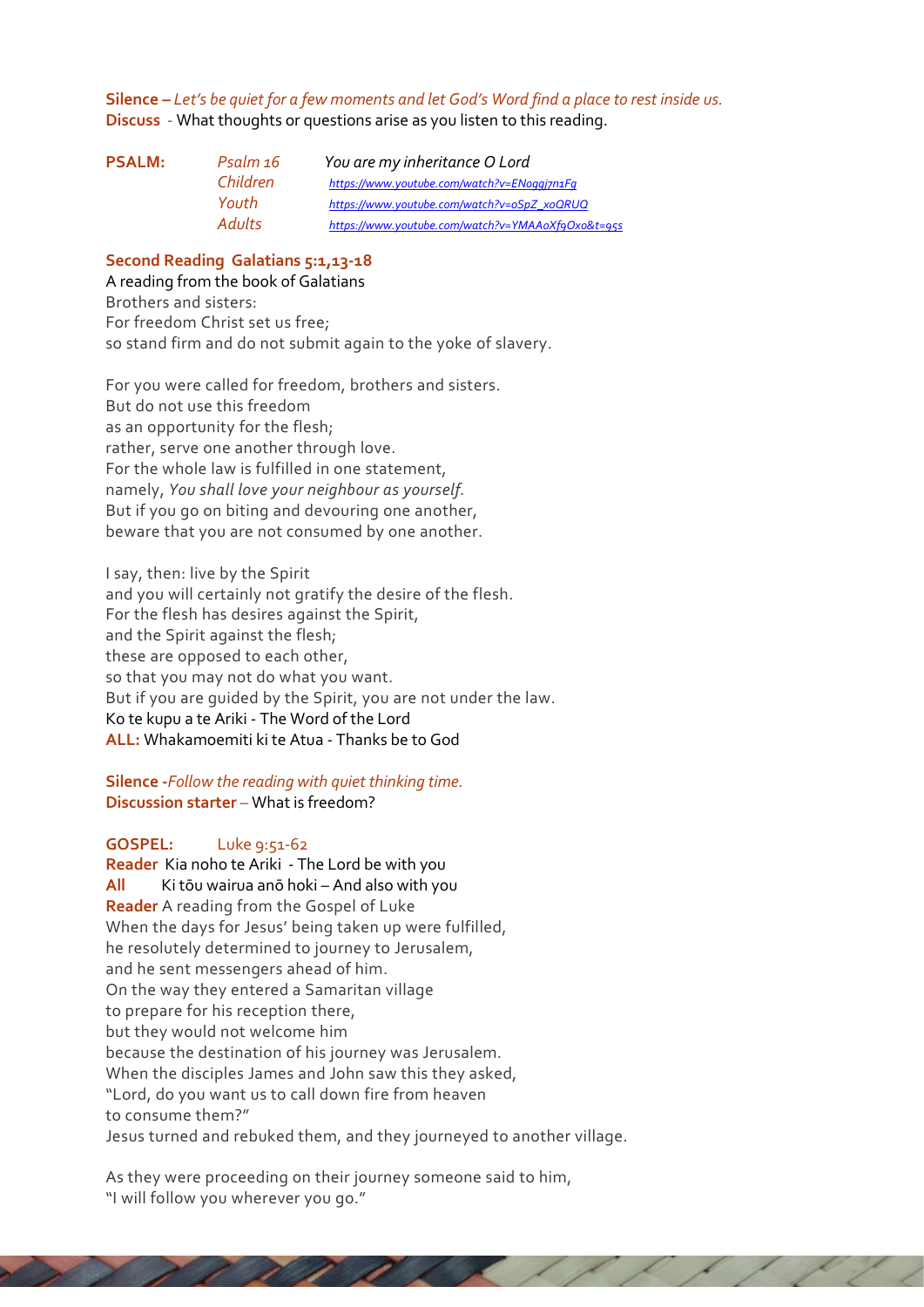**Silence –** *Let's be quiet for a few moments and let God's Word find a place to rest inside us.*
**Discuss** - What thoughts or questions arise as you listen to this reading.

| **PSALM:** | *Psalm 16* | *You are my inheritance O Lord* |
|---|---|---|
| | *Children* | *https://www.youtube.com/watch?v=ENoggj7n1Fg* |
| | *Youth* | *https://www.youtube.com/watch?v=oSpZ_xoQRUQ* |
| | *Adults* | *https://www.youtube.com/watch?v=YMAAoXf9Oxo&t=95s* |

**Second Reading Galatians 5:1,13-18**
A reading from the book of Galatians
Brothers and sisters:
For freedom Christ set us free;
so stand firm and do not submit again to the yoke of slavery.

For you were called for freedom, brothers and sisters.
But do not use this freedom
as an opportunity for the flesh;
rather, serve one another through love.
For the whole law is fulfilled in one statement,
namely, *You shall love your neighbour as yourself.*
But if you go on biting and devouring one another,
beware that you are not consumed by one another.

I say, then: live by the Spirit
and you will certainly not gratify the desire of the flesh.
For the flesh has desires against the Spirit,
and the Spirit against the flesh;
these are opposed to each other,
so that you may not do what you want.
But if you are guided by the Spirit, you are not under the law.
Ko te kupu a te Ariki - The Word of the Lord
**ALL:** Whakamoemiti ki te Atua - Thanks be to God

**Silence -***Follow the reading with quiet thinking time.*
**Discussion starter** – What is freedom?

**GOSPEL:** Luke 9:51-62
**Reader** Kia noho te Ariki - The Lord be with you
**All** Ki tōu wairua anō hoki – And also with you
**Reader** A reading from the Gospel of Luke
When the days for Jesus' being taken up were fulfilled,
he resolutely determined to journey to Jerusalem,
and he sent messengers ahead of him.
On the way they entered a Samaritan village
to prepare for his reception there,
but they would not welcome him
because the destination of his journey was Jerusalem.
When the disciples James and John saw this they asked,
"Lord, do you want us to call down fire from heaven
to consume them?"
Jesus turned and rebuked them, and they journeyed to another village.

As they were proceeding on their journey someone said to him,
"I will follow you wherever you go."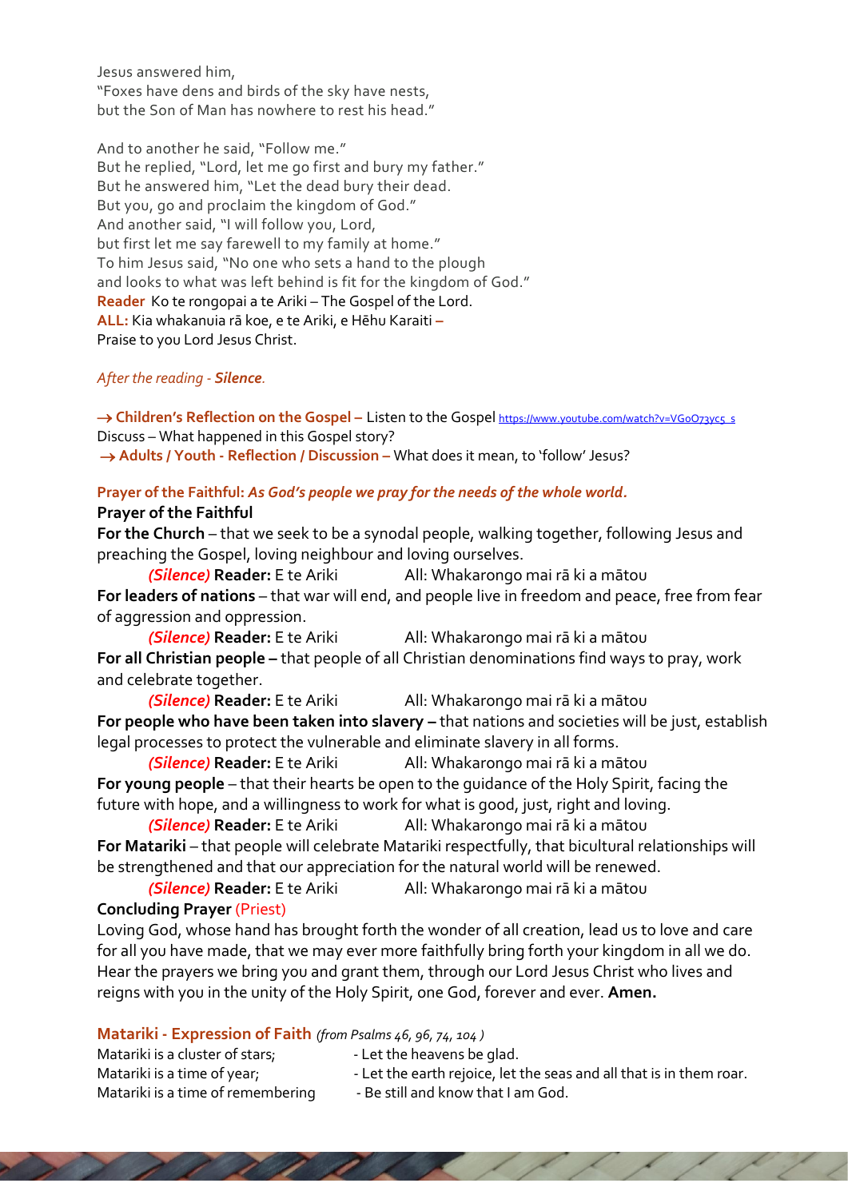Jesus answered him,
"Foxes have dens and birds of the sky have nests,
but the Son of Man has nowhere to rest his head."

And to another he said, "Follow me."
But he replied, "Lord, let me go first and bury my father."
But he answered him, "Let the dead bury their dead.
But you, go and proclaim the kingdom of God."
And another said, "I will follow you, Lord,
but first let me say farewell to my family at home."
To him Jesus said, "No one who sets a hand to the plough
and looks to what was left behind is fit for the kingdom of God."
**Reader** Ko te rongopai a te Ariki – The Gospel of the Lord.
**ALL:** Kia whakanuia rā koe, e te Ariki, e Hēhu Karaiti –
Praise to you Lord Jesus Christ.

*After the reading - **Silence**.*

→ **Children's Reflection on the Gospel –** Listen to the Gospel https://www.youtube.com/watch?v=VGoO73yc5_s
Discuss – What happened in this Gospel story?
→ **Adults / Youth - Reflection / Discussion –** What does it mean, to 'follow' Jesus?

**Prayer of the Faithful:** ***As God's people we pray for the needs of the whole world.***

**Prayer of the Faithful**

**For the Church** – that we seek to be a synodal people, walking together, following Jesus and preaching the Gospel, loving neighbour and loving ourselves.
*(Silence)* **Reader:** E te Ariki All: Whakarongo mai rā ki a mātou

**For leaders of nations** – that war will end, and people live in freedom and peace, free from fear of aggression and oppression.
*(Silence)* **Reader:** E te Ariki All: Whakarongo mai rā ki a mātou

**For all Christian people –** that people of all Christian denominations find ways to pray, work and celebrate together.
*(Silence)* **Reader:** E te Ariki All: Whakarongo mai rā ki a mātou

**For people who have been taken into slavery –** that nations and societies will be just, establish legal processes to protect the vulnerable and eliminate slavery in all forms.
*(Silence)* **Reader:** E te Ariki All: Whakarongo mai rā ki a mātou

**For young people** – that their hearts be open to the guidance of the Holy Spirit, facing the future with hope, and a willingness to work for what is good, just, right and loving.
*(Silence)* **Reader:** E te Ariki All: Whakarongo mai rā ki a mātou

**For Matariki** – that people will celebrate Matariki respectfully, that bicultural relationships will be strengthened and that our appreciation for the natural world will be renewed.
*(Silence)* **Reader:** E te Ariki All: Whakarongo mai rā ki a mātou

**Concluding Prayer** (Priest)
Loving God, whose hand has brought forth the wonder of all creation, lead us to love and care for all you have made, that we may ever more faithfully bring forth your kingdom in all we do. Hear the prayers we bring you and grant them, through our Lord Jesus Christ who lives and reigns with you in the unity of the Holy Spirit, one God, forever and ever. **Amen.**

## Matariki - Expression of Faith *(from Psalms 46, 96, 74, 104 )*

Matariki is a cluster of stars; - Let the heavens be glad.
Matariki is a time of year; - Let the earth rejoice, let the seas and all that is in them roar.
Matariki is a time of remembering - Be still and know that I am God.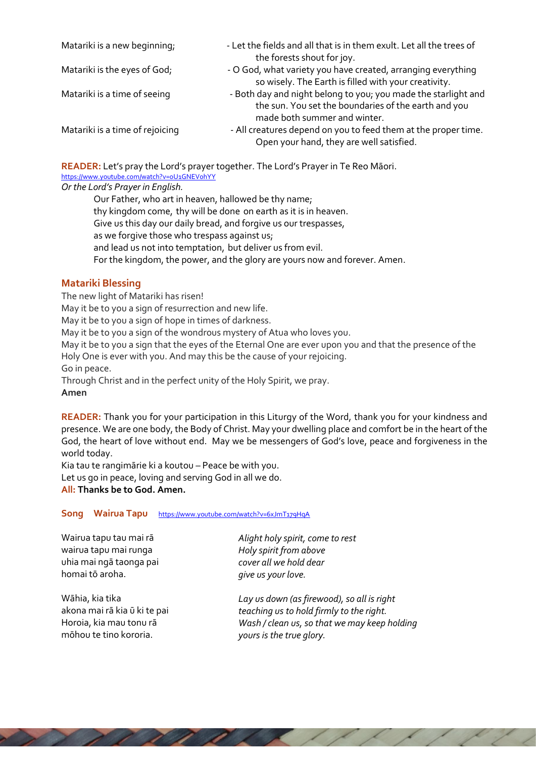Matariki is a new beginning; - Let the fields and all that is in them exult. Let all the trees of the forests shout for joy.

Matariki is the eyes of God; - O God, what variety you have created, arranging everything so wisely. The Earth is filled with your creativity.

Matariki is a time of seeing - Both day and night belong to you; you made the starlight and the sun. You set the boundaries of the earth and you made both summer and winter.

Matariki is a time of rejoicing - All creatures depend on you to feed them at the proper time. Open your hand, they are well satisfied.

**READER:** Let's pray the Lord's prayer together. The Lord's Prayer in Te Reo Māori.
https://www.youtube.com/watch?v=oU1GNEVohYY

*Or the Lord's Prayer in English.*

Our Father, who art in heaven, hallowed be thy name;
thy kingdom come, thy will be done on earth as it is in heaven.
Give us this day our daily bread, and forgive us our trespasses,
as we forgive those who trespass against us;
and lead us not into temptation, but deliver us from evil.
For the kingdom, the power, and the glory are yours now and forever. Amen.

## Matariki Blessing

The new light of Matariki has risen!
May it be to you a sign of resurrection and new life.
May it be to you a sign of hope in times of darkness.
May it be to you a sign of the wondrous mystery of Atua who loves you.
May it be to you a sign that the eyes of the Eternal One are ever upon you and that the presence of the Holy One is ever with you. And may this be the cause of your rejoicing.
Go in peace.
Through Christ and in the perfect unity of the Holy Spirit, we pray.
**Amen**

**READER:** Thank you for your participation in this Liturgy of the Word, thank you for your kindness and presence. We are one body, the Body of Christ. May your dwelling place and comfort be in the heart of the God, the heart of love without end. May we be messengers of God's love, peace and forgiveness in the world today.
Kia tau te rangimārie ki a koutou – Peace be with you.
Let us go in peace, loving and serving God in all we do.
**All: Thanks be to God. Amen.**

## Song Wairua Tapu https://www.youtube.com/watch?v=6xJmT179HqA

Wairua tapu tau mai rā
wairua tapu mai runga
uhia mai ngā taonga pai
homai tō aroha.

*Alight holy spirit, come to rest*
*Holy spirit from above*
*cover all we hold dear*
*give us your love.*

Wāhia, kia tika
akona mai rā kia ū ki te pai
Horoia, kia mau tonu rā
mōhou te tino kororia.

*Lay us down (as firewood), so all is right*
*teaching us to hold firmly to the right.*
*Wash / clean us, so that we may keep holding*
*yours is the true glory.*